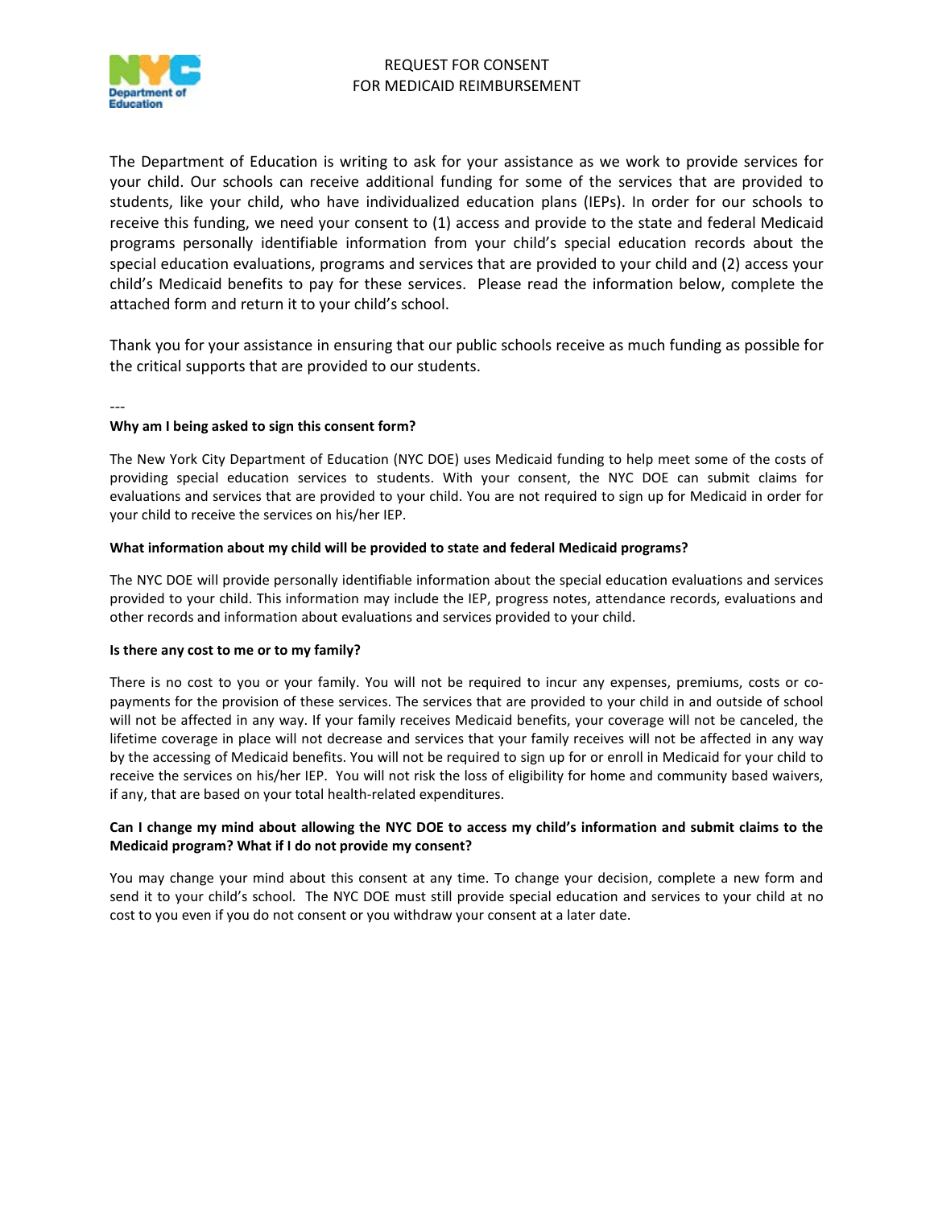# REQUEST FOR CONSENT FOR MEDICAID REIMBURSEMENT

The Department of Education is writing to ask for your assistance as we work to provide services for your child. Our schools can receive additional funding for some of the services that are provided to students, like your child, who have individualized education plans (IEPs). In order for our schools to receive this funding, we need your consent to (1) access and provide to the state and federal Medicaid programs personally identifiable information from your child's special education records about the special education evaluations, programs and services that are provided to your child and (2) access your child's Medicaid benefits to pay for these services. Please read the information below, complete the attached form and return it to your child's school.

Thank you for your assistance in ensuring that our public schools receive as much funding as possible for the critical supports that are provided to our students.

---

**Why am I being asked to sign this consent form?**

The New York City Department of Education (NYC DOE) uses Medicaid funding to help meet some of the costs of providing special education services to students. With your consent, the NYC DOE can submit claims for evaluations and services that are provided to your child. You are not required to sign up for Medicaid in order for your child to receive the services on his/her IEP.

**What information about my child will be provided to state and federal Medicaid programs?**

The NYC DOE will provide personally identifiable information about the special education evaluations and services provided to your child. This information may include the IEP, progress notes, attendance records, evaluations and other records and information about evaluations and services provided to your child.

**Is there any cost to me or to my family?**

There is no cost to you or your family. You will not be required to incur any expenses, premiums, costs or co-payments for the provision of these services. The services that are provided to your child in and outside of school will not be affected in any way. If your family receives Medicaid benefits, your coverage will not be canceled, the lifetime coverage in place will not decrease and services that your family receives will not be affected in any way by the accessing of Medicaid benefits. You will not be required to sign up for or enroll in Medicaid for your child to receive the services on his/her IEP. You will not risk the loss of eligibility for home and community based waivers, if any, that are based on your total health-related expenditures.

**Can I change my mind about allowing the NYC DOE to access my child's information and submit claims to the Medicaid program? What if I do not provide my consent?**

You may change your mind about this consent at any time. To change your decision, complete a new form and send it to your child's school. The NYC DOE must still provide special education and services to your child at no cost to you even if you do not consent or you withdraw your consent at a later date.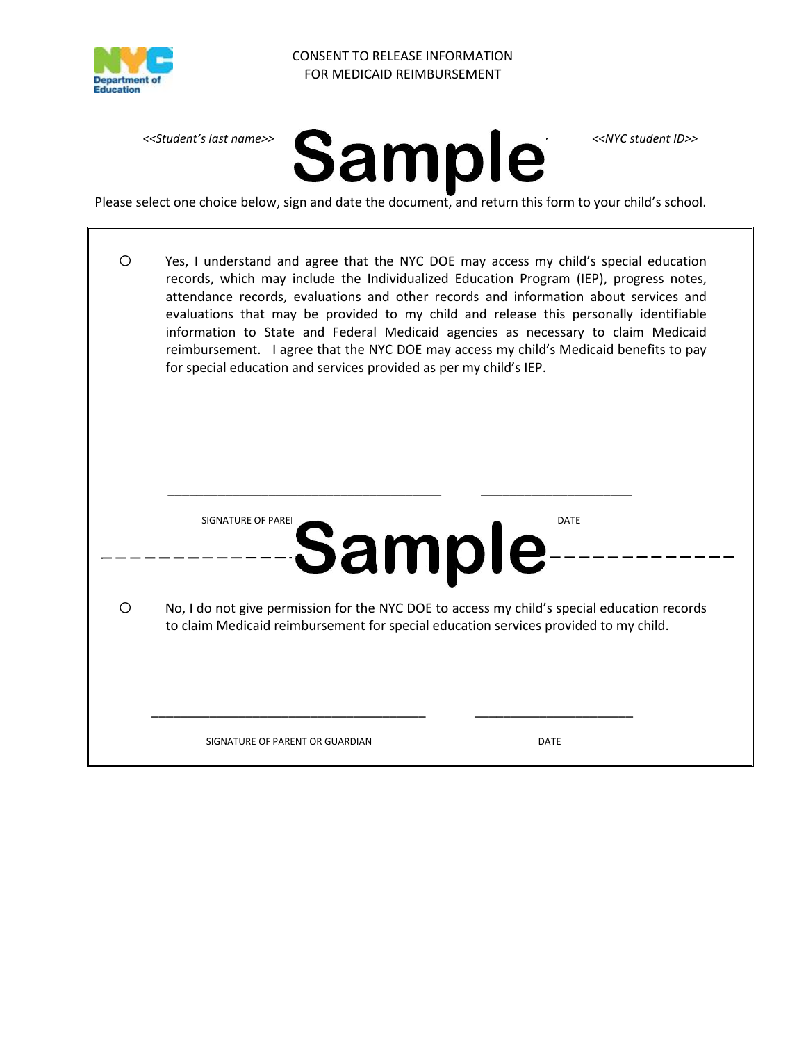CONSENT TO RELEASE INFORMATION
FOR MEDICAID REIMBURSEMENT

*<<Student's last name>>* **Sample** *<<NYC student ID>>*

Please select one choice below, sign and date the document, and return this form to your child's school.

○ Yes, I understand and agree that the NYC DOE may access my child's special education records, which may include the Individualized Education Program (IEP), progress notes, attendance records, evaluations and other records and information about services and evaluations that may be provided to my child and release this personally identifiable information to State and Federal Medicaid agencies as necessary to claim Medicaid reimbursement. I agree that the NYC DOE may access my child's Medicaid benefits to pay for special education and services provided as per my child's IEP.

\_\_\_\_\_\_\_\_\_\_\_\_\_\_\_\_\_\_\_\_\_\_\_\_\_\_\_\_\_\_\_\_\_\_\_\_\_\_ \_\_\_\_\_\_\_\_\_\_\_\_\_\_\_\_\_\_\_\_\_\_

SIGNATURE OF PAREI DATE

**Sample**

○ No, I do not give permission for the NYC DOE to access my child's special education records to claim Medicaid reimbursement for special education services provided to my child.

\_\_\_\_\_\_\_\_\_\_\_\_\_\_\_\_\_\_\_\_\_\_\_\_\_\_\_\_\_\_\_\_\_\_\_\_\_\_ \_\_\_\_\_\_\_\_\_\_\_\_\_\_\_\_\_\_\_\_\_\_

SIGNATURE OF PARENT OR GUARDIAN DATE